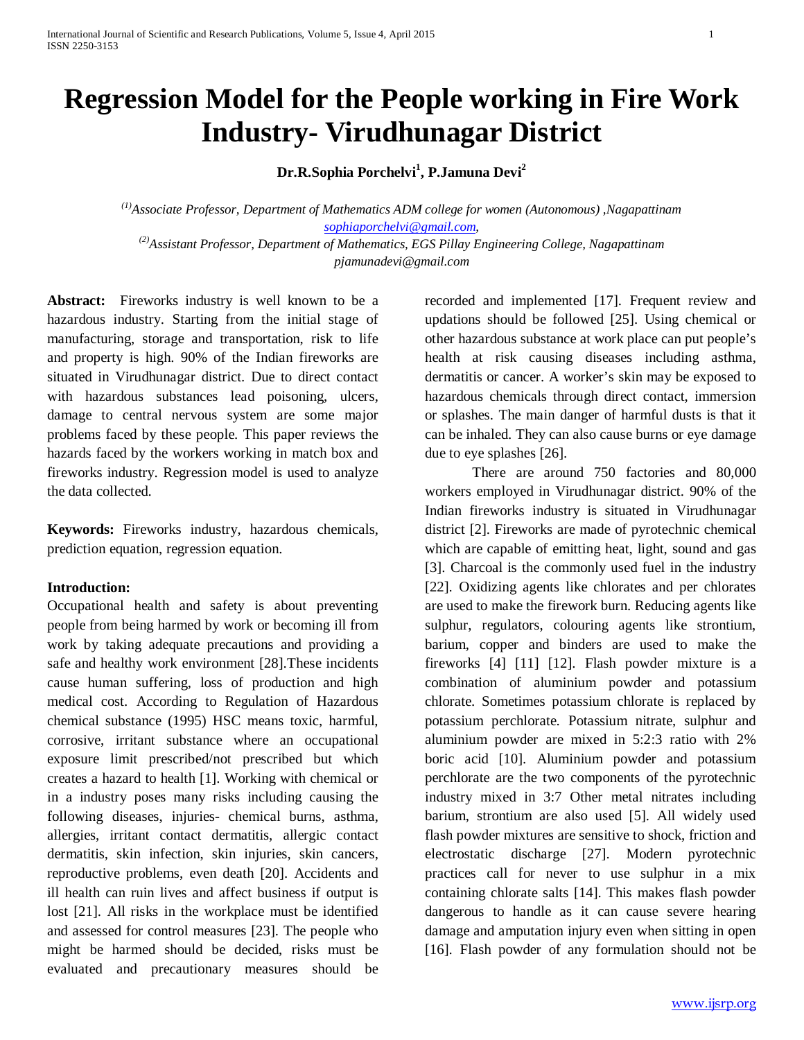# Regression Model for the People working in Fire Work Industry- Virudhunagar District

**Dr.R.Sophia Porchelvi[1], P.Jamuna Devi[2]**

*[(1)]Associate Professor, Department of Mathematics ADM college for women (Autonomous) ,Nagapattinam*
*sophiaporchelvi@gmail.com,*
*[(2)]Assistant Professor, Department of Mathematics, EGS Pillay Engineering College, Nagapattinam*
*pjamunadevi@gmail.com*

**Abstract:** Fireworks industry is well known to be a hazardous industry. Starting from the initial stage of manufacturing, storage and transportation, risk to life and property is high. 90% of the Indian fireworks are situated in Virudhunagar district. Due to direct contact with hazardous substances lead poisoning, ulcers, damage to central nervous system are some major problems faced by these people. This paper reviews the hazards faced by the workers working in match box and fireworks industry. Regression model is used to analyze the data collected.

**Keywords:** Fireworks industry, hazardous chemicals, prediction equation, regression equation.

**Introduction:**

Occupational health and safety is about preventing people from being harmed by work or becoming ill from work by taking adequate precautions and providing a safe and healthy work environment [28].These incidents cause human suffering, loss of production and high medical cost. According to Regulation of Hazardous chemical substance (1995) HSC means toxic, harmful, corrosive, irritant substance where an occupational exposure limit prescribed/not prescribed but which creates a hazard to health [1]. Working with chemical or in a industry poses many risks including causing the following diseases, injuries- chemical burns, asthma, allergies, irritant contact dermatitis, allergic contact dermatitis, skin infection, skin injuries, skin cancers, reproductive problems, even death [20]. Accidents and ill health can ruin lives and affect business if output is lost [21]. All risks in the workplace must be identified and assessed for control measures [23]. The people who might be harmed should be decided, risks must be evaluated and precautionary measures should be recorded and implemented [17]. Frequent review and updations should be followed [25]. Using chemical or other hazardous substance at work place can put people's health at risk causing diseases including asthma, dermatitis or cancer. A worker's skin may be exposed to hazardous chemicals through direct contact, immersion or splashes. The main danger of harmful dusts is that it can be inhaled. They can also cause burns or eye damage due to eye splashes [26].

There are around 750 factories and 80,000 workers employed in Virudhunagar district. 90% of the Indian fireworks industry is situated in Virudhunagar district [2]. Fireworks are made of pyrotechnic chemical which are capable of emitting heat, light, sound and gas [3]. Charcoal is the commonly used fuel in the industry [22]. Oxidizing agents like chlorates and per chlorates are used to make the firework burn. Reducing agents like sulphur, regulators, colouring agents like strontium, barium, copper and binders are used to make the fireworks [4] [11] [12]. Flash powder mixture is a combination of aluminium powder and potassium chlorate. Sometimes potassium chlorate is replaced by potassium perchlorate. Potassium nitrate, sulphur and aluminium powder are mixed in 5:2:3 ratio with 2% boric acid [10]. Aluminium powder and potassium perchlorate are the two components of the pyrotechnic industry mixed in 3:7 Other metal nitrates including barium, strontium are also used [5]. All widely used flash powder mixtures are sensitive to shock, friction and electrostatic discharge [27]. Modern pyrotechnic practices call for never to use sulphur in a mix containing chlorate salts [14]. This makes flash powder dangerous to handle as it can cause severe hearing damage and amputation injury even when sitting in open [16]. Flash powder of any formulation should not be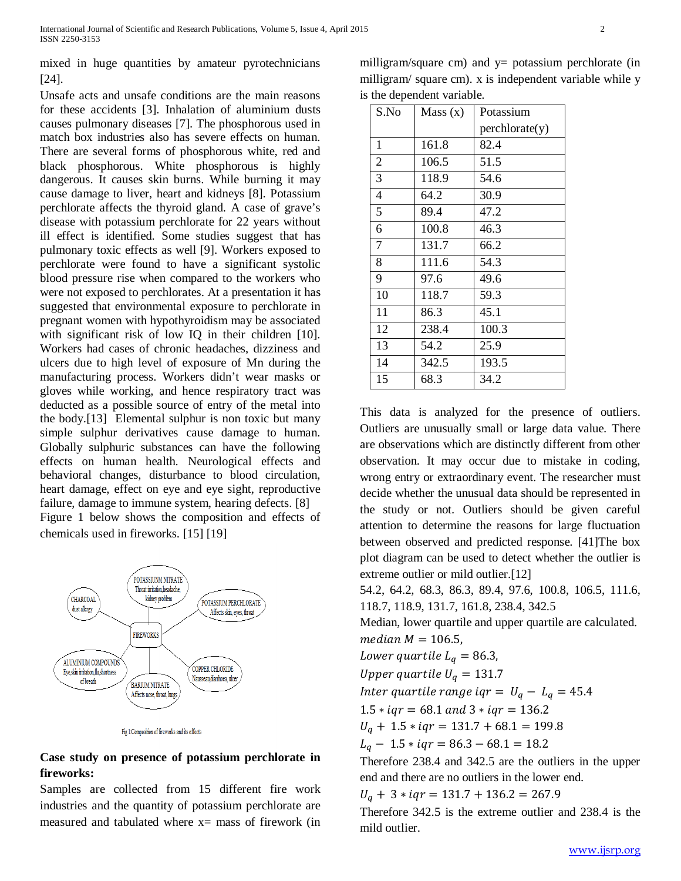mixed in huge quantities by amateur pyrotechnicians [24].

Unsafe acts and unsafe conditions are the main reasons for these accidents [3]. Inhalation of aluminium dusts causes pulmonary diseases [7]. The phosphorous used in match box industries also has severe effects on human. There are several forms of phosphorous white, red and black phosphorous. White phosphorous is highly dangerous. It causes skin burns. While burning it may cause damage to liver, heart and kidneys [8]. Potassium perchlorate affects the thyroid gland. A case of grave's disease with potassium perchlorate for 22 years without ill effect is identified. Some studies suggest that has pulmonary toxic effects as well [9]. Workers exposed to perchlorate were found to have a significant systolic blood pressure rise when compared to the workers who were not exposed to perchlorates. At a presentation it has suggested that environmental exposure to perchlorate in pregnant women with hypothyroidism may be associated with significant risk of low IQ in their children [10]. Workers had cases of chronic headaches, dizziness and ulcers due to high level of exposure of Mn during the manufacturing process. Workers didn't wear masks or gloves while working, and hence respiratory tract was deducted as a possible source of entry of the metal into the body.[13] Elemental sulphur is non toxic but many simple sulphur derivatives cause damage to human. Globally sulphuric substances can have the following effects on human health. Neurological effects and behavioral changes, disturbance to blood circulation, heart damage, effect on eye and eye sight, reproductive failure, damage to immune system, hearing defects. [8]

Figure 1 below shows the composition and effects of chemicals used in fireworks. [15] [19]

Fig 1:Composition of fireworks and its effects

**Case study on presence of potassium perchlorate in fireworks:**

Samples are collected from 15 different fire work industries and the quantity of potassium perchlorate are measured and tabulated where x= mass of firework (in milligram/square cm) and y= potassium perchlorate (in milligram/ square cm). x is independent variable while y is the dependent variable.

| S.No | Mass (x) | Potassium perchlorate(y) |
|---|---|---|
| 1 | 161.8 | 82.4 |
| 2 | 106.5 | 51.5 |
| 3 | 118.9 | 54.6 |
| 4 | 64.2 | 30.9 |
| 5 | 89.4 | 47.2 |
| 6 | 100.8 | 46.3 |
| 7 | 131.7 | 66.2 |
| 8 | 111.6 | 54.3 |
| 9 | 97.6 | 49.6 |
| 10 | 118.7 | 59.3 |
| 11 | 86.3 | 45.1 |
| 12 | 238.4 | 100.3 |
| 13 | 54.2 | 25.9 |
| 14 | 342.5 | 193.5 |
| 15 | 68.3 | 34.2 |

This data is analyzed for the presence of outliers. Outliers are unusually small or large data value. There are observations which are distinctly different from other observation. It may occur due to mistake in coding, wrong entry or extraordinary event. The researcher must decide whether the unusual data should be represented in the study or not. Outliers should be given careful attention to determine the reasons for large fluctuation between observed and predicted response. [41]The box plot diagram can be used to detect whether the outlier is extreme outlier or mild outlier.[12]

54.2, 64.2, 68.3, 86.3, 89.4, 97.6, 100.8, 106.5, 111.6, 118.7, 118.9, 131.7, 161.8, 238.4, 342.5

Median, lower quartile and upper quartile are calculated.

$median\ M = 106.5,$

$Lower\ quartile\ L_q = 86.3,$

$Upper\ quartile\ U_q = 131.7$

$Inter\ quartile\ range\ iqr = U_q - L_q = 45.4$

$1.5 * iqr = 68.1\ and\ 3 * iqr = 136.2$

$U_q + 1.5 * iqr = 131.7 + 68.1 = 199.8$

$L_q - 1.5 * iqr = 86.3 - 68.1 = 18.2$

Therefore 238.4 and 342.5 are the outliers in the upper end and there are no outliers in the lower end.

$U_q + 3 * iqr = 131.7 + 136.2 = 267.9$

Therefore 342.5 is the extreme outlier and 238.4 is the mild outlier.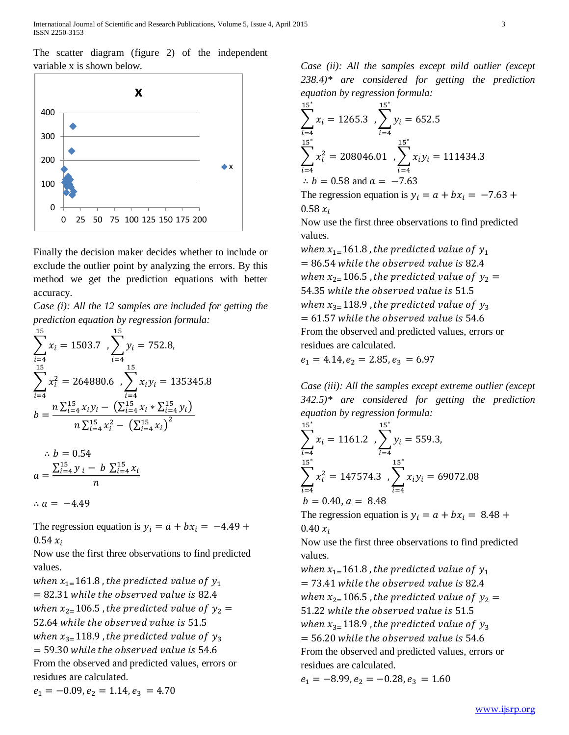The scatter diagram (figure 2) of the independent variable x is shown below.

Finally the decision maker decides whether to include or exclude the outlier point by analyzing the errors. By this method we get the prediction equations with better accuracy.

*Case (i): All the 12 samples are included for getting the prediction equation by regression formula:*

$$\sum_{i=4}^{15} x_i = 1503.7 \ , \sum_{i=4}^{15} y_i = 752.8,$$

$$\sum_{i=4}^{15} x_i^2 = 264880.6 \ , \sum_{i=4}^{15} x_i y_i = 135345.8$$

$$b = \frac{n\sum_{i=4}^{15} x_i y_i - \left(\sum_{i=4}^{15} x_i * \sum_{i=4}^{15} y_i\right)}{n\sum_{i=4}^{15} x_i^2 - \left(\sum_{i=4}^{15} x_i\right)^2}$$

$$\therefore b = 0.54$$

$$a = \frac{\sum_{i=4}^{15} y_i - b\sum_{i=4}^{15} x_i}{n}$$

$$\therefore a = -4.49$$

The regression equation is $y_i = a + bx_i = -4.49 + 0.54\, x_i$

Now use the first three observations to find predicted values.

*when* $x_1 = 161.8$, *the predicted value of* $y_1 = 82.31$ *while the observed value is* $82.4$

*when* $x_2 = 106.5$, *the predicted value of* $y_2 = 52.64$ *while the observed value is* $51.5$

*when* $x_3 = 118.9$, *the predicted value of* $y_3 = 59.30$ *while the observed value is* $54.6$

From the observed and predicted values, errors or residues are calculated.

$e_1 = -0.09, e_2 = 1.14, e_3 = 4.70$

*Case (ii): All the samples except mild outlier (except 238.4)\* are considered for getting the prediction equation by regression formula:*

$$\sum_{i=4}^{15^*} x_i = 1265.3 \ , \sum_{i=4}^{15^*} y_i = 652.5$$

$$\sum_{i=4}^{15^*} x_i^2 = 208046.01 \ , \sum_{i=4}^{15^*} x_i y_i = 111434.3$$

$\therefore b = 0.58$ and $a = -7.63$

The regression equation is $y_i = a + bx_i = -7.63 + 0.58\, x_i$

Now use the first three observations to find predicted values.

*when* $x_1 = 161.8$, *the predicted value of* $y_1 = 86.54$ *while the observed value is* $82.4$

*when* $x_2 = 106.5$, *the predicted value of* $y_2 = 54.35$ *while the observed value is* $51.5$

*when* $x_3 = 118.9$, *the predicted value of* $y_3 = 61.57$ *while the observed value is* $54.6$

From the observed and predicted values, errors or residues are calculated.

$e_1 = 4.14, e_2 = 2.85, e_3 = 6.97$

*Case (iii): All the samples except extreme outlier (except 342.5)\* are considered for getting the prediction equation by regression formula:*

$$\sum_{i=4}^{15^*} x_i = 1161.2 \ , \sum_{i=4}^{15^*} y_i = 559.3,$$

$$\sum_{i=4}^{15^*} x_i^2 = 147574.3 \ , \sum_{i=4}^{15^*} x_i y_i = 69072.08$$

$b = 0.40, a = 8.48$

The regression equation is $y_i = a + bx_i = 8.48 + 0.40\, x_i$

Now use the first three observations to find predicted values.

*when* $x_1 = 161.8$, *the predicted value of* $y_1 = 73.41$ *while the observed value is* $82.4$

*when* $x_2 = 106.5$, *the predicted value of* $y_2 = 51.22$ *while the observed value is* $51.5$

*when* $x_3 = 118.9$, *the predicted value of* $y_3 = 56.20$ *while the observed value is* $54.6$

From the observed and predicted values, errors or residues are calculated.

$e_1 = -8.99, e_2 = -0.28, e_3 = 1.60$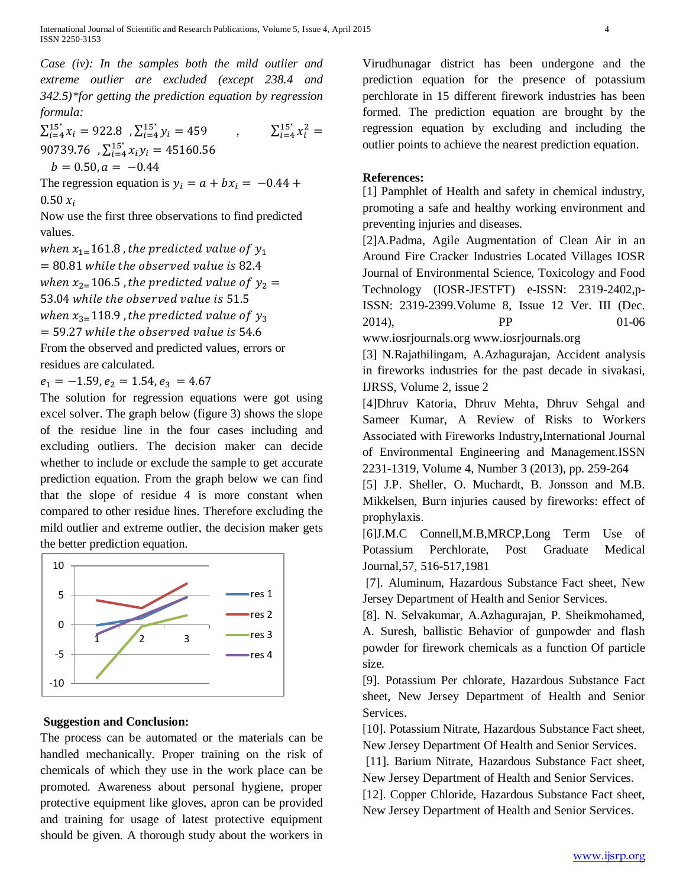*Case (iv): In the samples both the mild outlier and extreme outlier are excluded (except 238.4 and 342.5)\*for getting the prediction equation by regression formula:*

$\sum_{i=4}^{15^*} x_i = 922.8$ , $\sum_{i=4}^{15^*} y_i = 459$ , $\sum_{i=4}^{15^*} x_i^2 = 90739.76$ , $\sum_{i=4}^{15^*} x_i y_i = 45160.56$

$b = 0.50, a = -0.44$

The regression equation is $y_i = a + bx_i = -0.44 + 0.50\ x_i$

Now use the first three observations to find predicted values.

$when\ x_1 = 161.8$ , $the\ predicted\ value\ of\ y_1 = 80.81$ $while\ the\ observed\ value\ is\ 82.4$

$when\ x_2 = 106.5$ , $the\ predicted\ value\ of\ y_2 = 53.04$ $while\ the\ observed\ value\ is\ 51.5$

$when\ x_3 = 118.9$ , $the\ predicted\ value\ of\ y_3 = 59.27$ $while\ the\ observed\ value\ is\ 54.6$

From the observed and predicted values, errors or residues are calculated.

$e_1 = -1.59, e_2 = 1.54, e_3 = 4.67$

The solution for regression equations were got using excel solver. The graph below (figure 3) shows the slope of the residue line in the four cases including and excluding outliers. The decision maker can decide whether to include or exclude the sample to get accurate prediction equation. From the graph below we can find that the slope of residue 4 is more constant when compared to other residue lines. Therefore excluding the mild outlier and extreme outlier, the decision maker gets the better prediction equation.

## Suggestion and Conclusion:

The process can be automated or the materials can be handled mechanically. Proper training on the risk of chemicals of which they use in the work place can be promoted. Awareness about personal hygiene, proper protective equipment like gloves, apron can be provided and training for usage of latest protective equipment should be given. A thorough study about the workers in Virudhunagar district has been undergone and the prediction equation for the presence of potassium perchlorate in 15 different firework industries has been formed. The prediction equation are brought by the regression equation by excluding and including the outlier points to achieve the nearest prediction equation.

## References:

[1] Pamphlet of Health and safety in chemical industry, promoting a safe and healthy working environment and preventing injuries and diseases.

[2]A.Padma, Agile Augmentation of Clean Air in an Around Fire Cracker Industries Located Villages IOSR Journal of Environmental Science, Toxicology and Food Technology (IOSR-JESTFT) e-ISSN: 2319-2402,p-ISSN: 2319-2399.Volume 8, Issue 12 Ver. III (Dec. 2014), PP 01-06 www.iosrjournals.org www.iosrjournals.org

[3] N.Rajathilingam, A.Azhagurajan, Accident analysis in fireworks industries for the past decade in sivakasi, IJRSS, Volume 2, issue 2

[4]Dhruv Katoria, Dhruv Mehta, Dhruv Sehgal and Sameer Kumar, A Review of Risks to Workers Associated with Fireworks Industry,International Journal of Environmental Engineering and Management.ISSN 2231-1319, Volume 4, Number 3 (2013), pp. 259-264

[5] J.P. Sheller, O. Muchardt, B. Jonsson and M.B. Mikkelsen, Burn injuries caused by fireworks: effect of prophylaxis.

[6]J.M.C Connell,M.B,MRCP,Long Term Use of Potassium Perchlorate, Post Graduate Medical Journal,57, 516-517,1981

[7]. Aluminum, Hazardous Substance Fact sheet, New Jersey Department of Health and Senior Services.

[8]. N. Selvakumar, A.Azhagurajan, P. Sheikmohamed, A. Suresh, ballistic Behavior of gunpowder and flash powder for firework chemicals as a function Of particle size.

[9]. Potassium Per chlorate, Hazardous Substance Fact sheet, New Jersey Department of Health and Senior Services.

[10]. Potassium Nitrate, Hazardous Substance Fact sheet, New Jersey Department Of Health and Senior Services.

[11]. Barium Nitrate, Hazardous Substance Fact sheet, New Jersey Department of Health and Senior Services.

[12]. Copper Chloride, Hazardous Substance Fact sheet, New Jersey Department of Health and Senior Services.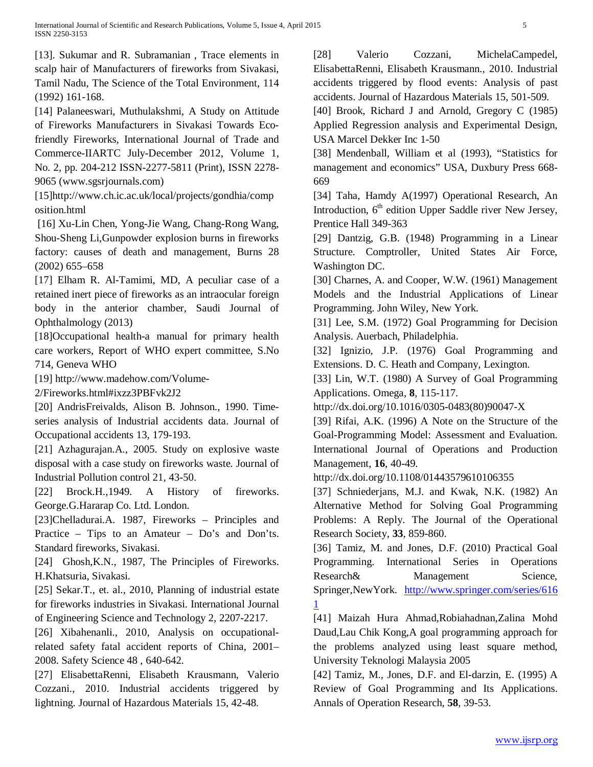[13]. Sukumar and R. Subramanian , Trace elements in scalp hair of Manufacturers of fireworks from Sivakasi, Tamil Nadu, The Science of the Total Environment, 114 (1992) 161-168.

[14] Palaneeswari, Muthulakshmi, A Study on Attitude of Fireworks Manufacturers in Sivakasi Towards Eco-friendly Fireworks, International Journal of Trade and Commerce-IIARTC July-December 2012, Volume 1, No. 2, pp. 204-212 ISSN-2277-5811 (Print), ISSN 2278-9065 (www.sgsrjournals.com)

[15]http://www.ch.ic.ac.uk/local/projects/gondhia/composition.html

[16] Xu-Lin Chen, Yong-Jie Wang, Chang-Rong Wang, Shou-Sheng Li,Gunpowder explosion burns in fireworks factory: causes of death and management, Burns 28 (2002) 655–658

[17] Elham R. Al-Tamimi, MD, A peculiar case of a retained inert piece of fireworks as an intraocular foreign body in the anterior chamber, Saudi Journal of Ophthalmology (2013)

[18]Occupational health-a manual for primary health care workers, Report of WHO expert committee, S.No 714, Geneva WHO

[19] http://www.madehow.com/Volume-2/Fireworks.html#ixzz3PBFvk2J2

[20] AndrisFreivalds, Alison B. Johnson., 1990. Time-series analysis of Industrial accidents data. Journal of Occupational accidents 13, 179-193.

[21] Azhagurajan.A., 2005. Study on explosive waste disposal with a case study on fireworks waste. Journal of Industrial Pollution control 21, 43-50.

[22] Brock.H.,1949. A History of fireworks. George.G.Hararap Co. Ltd. London.

[23]Chelladurai.A. 1987, Fireworks – Principles and Practice – Tips to an Amateur – Do's and Don'ts. Standard fireworks, Sivakasi.

[24] Ghosh,K.N., 1987, The Principles of Fireworks. H.Khatsuria, Sivakasi.

[25] Sekar.T., et. al., 2010, Planning of industrial estate for fireworks industries in Sivakasi. International Journal of Engineering Science and Technology 2, 2207-2217.

[26] Xibahenanli., 2010, Analysis on occupational-related safety fatal accident reports of China, 2001–2008. Safety Science 48 , 640-642.

[27] ElisabettaRenni, Elisabeth Krausmann, Valerio Cozzani., 2010. Industrial accidents triggered by lightning. Journal of Hazardous Materials 15, 42-48.

[28] Valerio Cozzani, MichelaCampedel, ElisabettaRenni, Elisabeth Krausmann., 2010. Industrial accidents triggered by flood events: Analysis of past accidents. Journal of Hazardous Materials 15, 501-509.

[40] Brook, Richard J and Arnold, Gregory C (1985) Applied Regression analysis and Experimental Design, USA Marcel Dekker Inc 1-50

[38] Mendenball, William et al (1993), "Statistics for management and economics" USA, Duxbury Press 668-669

[34] Taha, Hamdy A(1997) Operational Research, An Introduction, 6th edition Upper Saddle river New Jersey, Prentice Hall 349-363

[29] Dantzig, G.B. (1948) Programming in a Linear Structure. Comptroller, United States Air Force, Washington DC.

[30] Charnes, A. and Cooper, W.W. (1961) Management Models and the Industrial Applications of Linear Programming. John Wiley, New York.

[31] Lee, S.M. (1972) Goal Programming for Decision Analysis. Auerbach, Philadelphia.

[32] Ignizio, J.P. (1976) Goal Programming and Extensions. D. C. Heath and Company, Lexington.

[33] Lin, W.T. (1980) A Survey of Goal Programming Applications. Omega, **8**, 115-117. http://dx.doi.org/10.1016/0305-0483(80)90047-X

[39] Rifai, A.K. (1996) A Note on the Structure of the Goal-Programming Model: Assessment and Evaluation. International Journal of Operations and Production Management, **16**, 40-49. http://dx.doi.org/10.1108/01443579610106355

[37] Schniederjans, M.J. and Kwak, N.K. (1982) An Alternative Method for Solving Goal Programming Problems: A Reply. The Journal of the Operational Research Society, **33**, 859-860.

[36] Tamiz, M. and Jones, D.F. (2010) Practical Goal Programming. International Series in Operations Research& Management Science, Springer,NewYork. http://www.springer.com/series/6161

[41] Maizah Hura Ahmad,Robiahadnan,Zalina Mohd Daud,Lau Chik Kong,A goal programming approach for the problems analyzed using least square method, University Teknologi Malaysia 2005

[42] Tamiz, M., Jones, D.F. and El-darzin, E. (1995) A Review of Goal Programming and Its Applications. Annals of Operation Research, **58**, 39-53.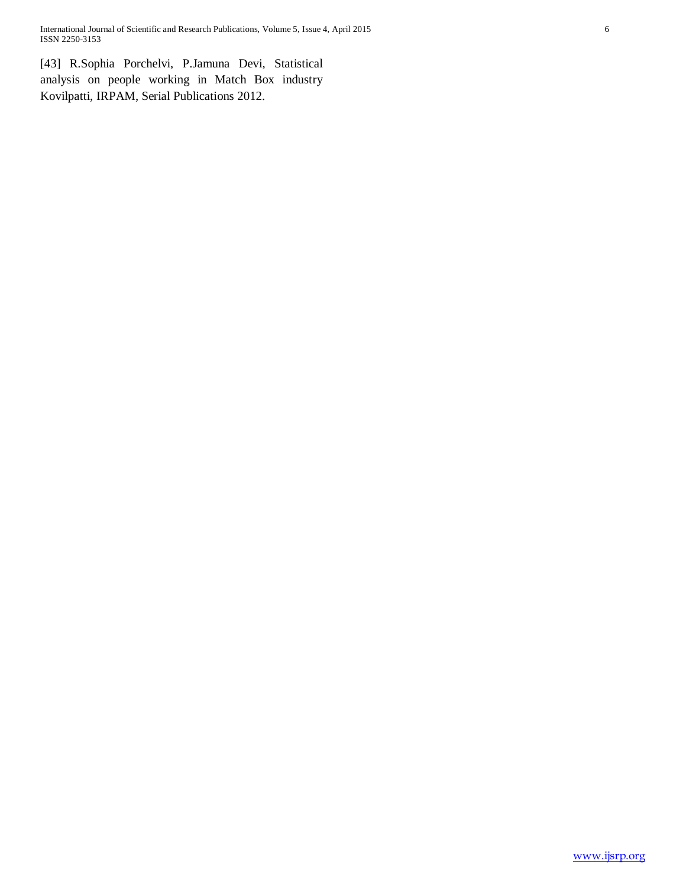[43] R.Sophia Porchelvi, P.Jamuna Devi, Statistical analysis on people working in Match Box industry Kovilpatti, IRPAM, Serial Publications 2012.